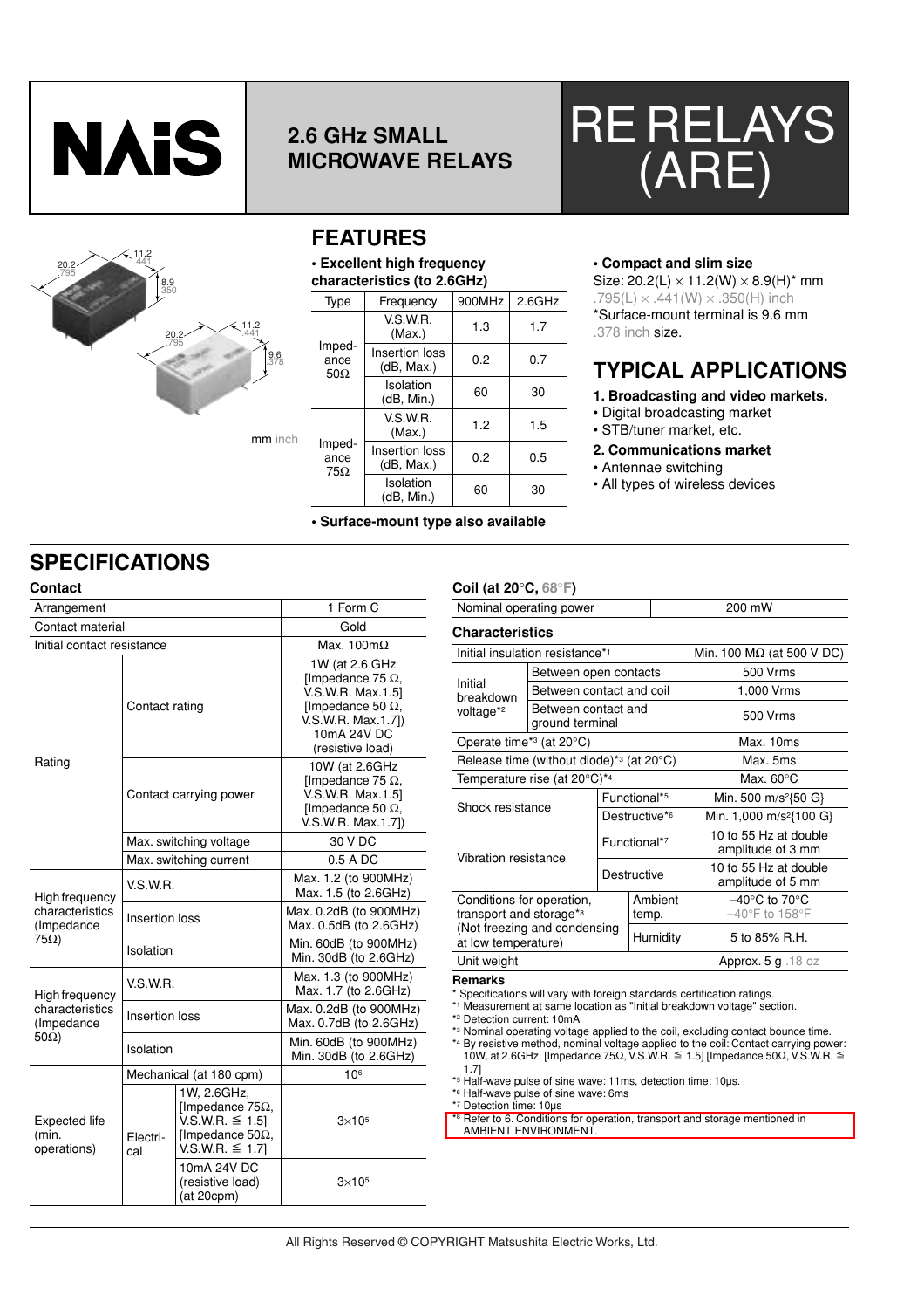# NAiS

## 2.6 GHz SMALL MICROWAVE RELAYS

# RE RELAYS (ARE)

mm inch

## FEATURES

• **Excellent high frequency characteristics (to 2.6GHz)**

| Type | Frequency | 900MHz | 2.6GHz |
|---|---|---|---|
| Impedance 50Ω | V.S.W.R. (Max.) | 1.3 | 1.7 |
| | Insertion loss (dB, Max.) | 0.2 | 0.7 |
| | Isolation (dB, Min.) | 60 | 30 |
| Impedance 75Ω | V.S.W.R. (Max.) | 1.2 | 1.5 |
| | Insertion loss (dB, Max.) | 0.2 | 0.5 |
| | Isolation (dB, Min.) | 60 | 30 |

• **Surface-mount type also available**

• **Compact and slim size**

Size: 20.2(L) × 11.2(W) × 8.9(H)* mm
.795(L) × .441(W) × .350(H) inch
*Surface-mount terminal is 9.6 mm .378 inch size.

## TYPICAL APPLICATIONS

**1. Broadcasting and video markets.**
- Digital broadcasting market
- STB/tuner market, etc.

**2. Communications market**
- Antennae switching
- All types of wireless devices

## SPECIFICATIONS

### Contact

| | | | |
|---|---|---|---|
| Arrangement | | | 1 Form C |
| Contact material | | | Gold |
| Initial contact resistance | | | Max. 100mΩ |
| Rating | Contact rating | | 1W (at 2.6 GHz [Impedance 75 Ω, V.S.W.R. Max.1.5] [Impedance 50 Ω, V.S.W.R. Max.1.7]) 10mA 24V DC (resistive load) |
| | Contact carrying power | | 10W (at 2.6GHz [Impedance 75 Ω, V.S.W.R. Max.1.5] [Impedance 50 Ω, V.S.W.R. Max.1.7]) |
| | Max. switching voltage | | 30 V DC |
| | Max. switching current | | 0.5 A DC |
| High frequency characteristics (Impedance 75Ω) | V.S.W.R. | | Max. 1.2 (to 900MHz) Max. 1.5 (to 2.6GHz) |
| | Insertion loss | | Max. 0.2dB (to 900MHz) Max. 0.5dB (to 2.6GHz) |
| | Isolation | | Min. 60dB (to 900MHz) Min. 30dB (to 2.6GHz) |
| High frequency characteristics (Impedance 50Ω) | V.S.W.R. | | Max. 1.3 (to 900MHz) Max. 1.7 (to 2.6GHz) |
| | Insertion loss | | Max. 0.2dB (to 900MHz) Max. 0.7dB (to 2.6GHz) |
| | Isolation | | Min. 60dB (to 900MHz) Min. 30dB (to 2.6GHz) |
| Expected life (min. operations) | Mechanical (at 180 cpm) | | $10^6$ |
| | Electrical | 1W, 2.6GHz, [Impedance 75Ω, V.S.W.R. ≦ 1.5] [Impedance 50Ω, V.S.W.R. ≦ 1.7] | $3×10^5$ |
| | | 10mA 24V DC (resistive load) (at 20cpm) | $3×10^5$ |

### Coil (at 20°C, 68°F)

| | |
|---|---|
| Nominal operating power | 200 mW |

### Characteristics

| | | |
|---|---|---|
| Initial insulation resistance*1 | | Min. 100 MΩ (at 500 V DC) |
| Initial breakdown voltage*2 | Between open contacts | 500 Vrms |
| | Between contact and coil | 1,000 Vrms |
| | Between contact and ground terminal | 500 Vrms |
| Operate time*3 (at 20°C) | | Max. 10ms |
| Release time (without diode)*3 (at 20°C) | | Max. 5ms |
| Temperature rise (at 20°C)*4 | | Max. 60°C |
| Shock resistance | Functional*5 | Min. 500 m/s²{50 G} |
| | Destructive*6 | Min. 1,000 m/s²{100 G} |
| Vibration resistance | Functional*7 | 10 to 55 Hz at double amplitude of 3 mm |
| | Destructive | 10 to 55 Hz at double amplitude of 5 mm |
| Conditions for operation, transport and storage*8 (Not freezing and condensing at low temperature) | Ambient temp. | –40°C to 70°C –40°F to 158°F |
| | Humidity | 5 to 85% R.H. |
| Unit weight | | Approx. 5 g .18 oz |

**Remarks**

\* Specifications will vary with foreign standards certification ratings.
*1 Measurement at same location as "Initial breakdown voltage" section.
*2 Detection current: 10mA
*3 Nominal operating voltage applied to the coil, excluding contact bounce time.
*4 By resistive method, nominal voltage applied to the coil: Contact carrying power: 10W, at 2.6GHz, [Impedance 75Ω, V.S.W.R. ≦ 1.5] [Impedance 50Ω, V.S.W.R. ≦ 1.7]
*5 Half-wave pulse of sine wave: 11ms, detection time: 10μs.
*6 Half-wave pulse of sine wave: 6ms
*7 Detection time: 10μs
*8 Refer to 6. Conditions for operation, transport and storage mentioned in AMBIENT ENVIRONMENT.

All Rights Reserved © COPYRIGHT Matsushita Electric Works, Ltd.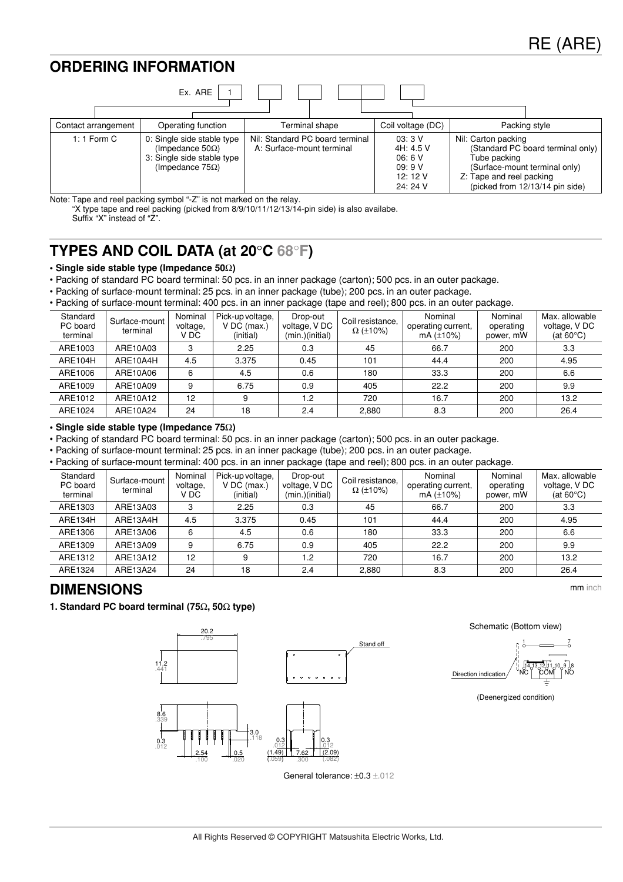## ORDERING INFORMATION

Ex. ARE | 1 | | | | |

| Contact arrangement | Operating function | Terminal shape | Coil voltage (DC) | Packing style |
|---|---|---|---|---|
| 1: 1 Form C | 0: Single side stable type (Impedance 50Ω)<br>3: Single side stable type (Impedance 75Ω) | Nil: Standard PC board terminal<br>A: Surface-mount terminal | 03: 3 V<br>4H: 4.5 V<br>06: 6 V<br>09: 9 V<br>12: 12 V<br>24: 24 V | Nil: Carton packing (Standard PC board terminal only)<br>Tube packing (Surface-mount terminal only)<br>Z: Tape and reel packing (picked from 12/13/14 pin side) |

Note: Tape and reel packing symbol "-Z" is not marked on the relay.
"X type tape and reel packing (picked from 8/9/10/11/12/13/14-pin side) is also availabe.
Suffix "X" instead of "Z".

## TYPES AND COIL DATA (at 20°C 68°F)

**• Single side stable type (Impedance 50Ω)**

- Packing of standard PC board terminal: 50 pcs. in an inner package (carton); 500 pcs. in an outer package.
- Packing of surface-mount terminal: 25 pcs. in an inner package (tube); 200 pcs. in an outer package.
- Packing of surface-mount terminal: 400 pcs. in an inner package (tape and reel); 800 pcs. in an outer package.

| Standard PC board terminal | Surface-mount terminal | Nominal voltage, V DC | Pick-up voltage, V DC (max.) (initial) | Drop-out voltage, V DC (min.)(initial) | Coil resistance, Ω (±10%) | Nominal operating current, mA (±10%) | Nominal operating power, mW | Max. allowable voltage, V DC (at 60°C) |
|---|---|---|---|---|---|---|---|---|
| ARE1003 | ARE10A03 | 3 | 2.25 | 0.3 | 45 | 66.7 | 200 | 3.3 |
| ARE104H | ARE10A4H | 4.5 | 3.375 | 0.45 | 101 | 44.4 | 200 | 4.95 |
| ARE1006 | ARE10A06 | 6 | 4.5 | 0.6 | 180 | 33.3 | 200 | 6.6 |
| ARE1009 | ARE10A09 | 9 | 6.75 | 0.9 | 405 | 22.2 | 200 | 9.9 |
| ARE1012 | ARE10A12 | 12 | 9 | 1.2 | 720 | 16.7 | 200 | 13.2 |
| ARE1024 | ARE10A24 | 24 | 18 | 2.4 | 2,880 | 8.3 | 200 | 26.4 |

**• Single side stable type (Impedance 75Ω)**

- Packing of standard PC board terminal: 50 pcs. in an inner package (carton); 500 pcs. in an outer package.
- Packing of surface-mount terminal: 25 pcs. in an inner package (tube); 200 pcs. in an outer package.
- Packing of surface-mount terminal: 400 pcs. in an inner package (tape and reel); 800 pcs. in an outer package.

| Standard PC board terminal | Surface-mount terminal | Nominal voltage, V DC | Pick-up voltage, V DC (max.) (initial) | Drop-out voltage, V DC (min.)(initial) | Coil resistance, Ω (±10%) | Nominal operating current, mA (±10%) | Nominal operating power, mW | Max. allowable voltage, V DC (at 60°C) |
|---|---|---|---|---|---|---|---|---|
| ARE1303 | ARE13A03 | 3 | 2.25 | 0.3 | 45 | 66.7 | 200 | 3.3 |
| ARE134H | ARE13A4H | 4.5 | 3.375 | 0.45 | 101 | 44.4 | 200 | 4.95 |
| ARE1306 | ARE13A06 | 6 | 4.5 | 0.6 | 180 | 33.3 | 200 | 6.6 |
| ARE1309 | ARE13A09 | 9 | 6.75 | 0.9 | 405 | 22.2 | 200 | 9.9 |
| ARE1312 | ARE13A12 | 12 | 9 | 1.2 | 720 | 16.7 | 200 | 13.2 |
| ARE1324 | ARE13A24 | 24 | 18 | 2.4 | 2,880 | 8.3 | 200 | 26.4 |

## DIMENSIONS

mm inch

**1. Standard PC board terminal (75Ω, 50Ω type)**

20.2 .795
11.2 .441
Stand off
8.6 .339
0.3 .012
2.54 .100
0.5 .020
3.0 .118
0.3 .012
(1.49) (.059)
7.62 .300
0.3 .012
(2.09) (.082)

General tolerance: ±0.3 ±.012

Schematic (Bottom view)

Direction indication
1 7
14 13 12 11 10 9 8
NC COM NO

(Deenergized condition)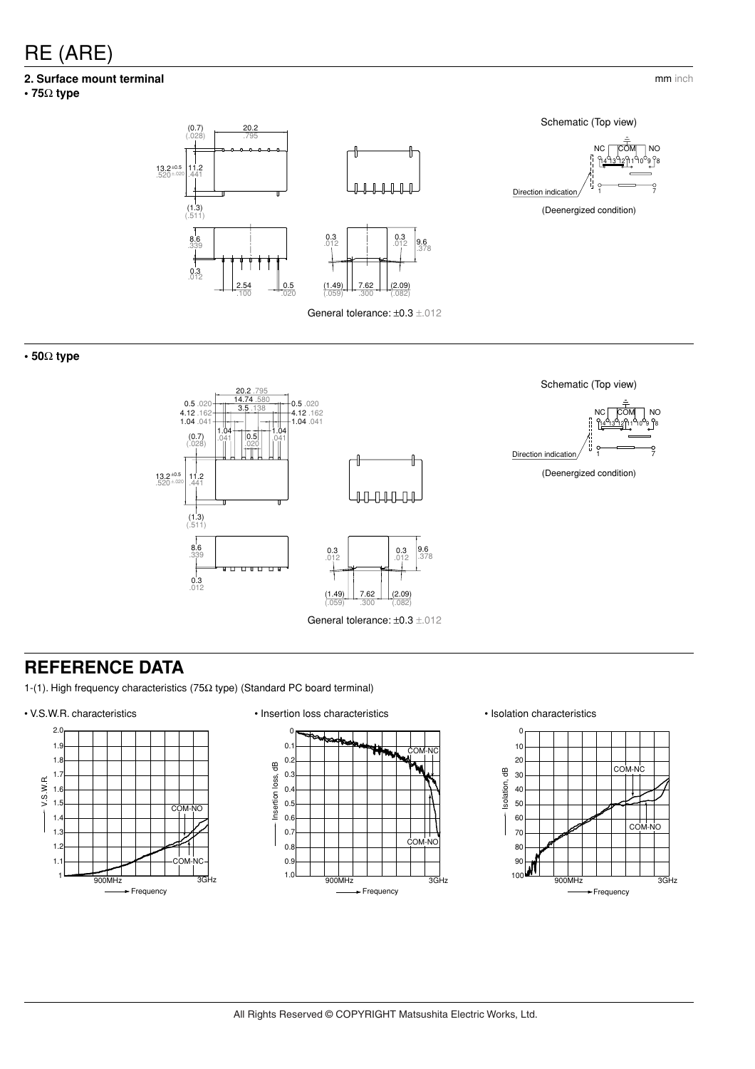# RE (ARE)

**2. Surface mount terminal**

mm inch

**• 75Ω type**

Schematic (Top view)

(Deenergized condition)

General tolerance: ±0.3 ±.012

**• 50Ω type**

Schematic (Top view)

(Deenergized condition)

General tolerance: ±0.3 ±.012

## REFERENCE DATA

1-(1). High frequency characteristics (75Ω type) (Standard PC board terminal)

• V.S.W.R. characteristics

• Insertion loss characteristics

• Isolation characteristics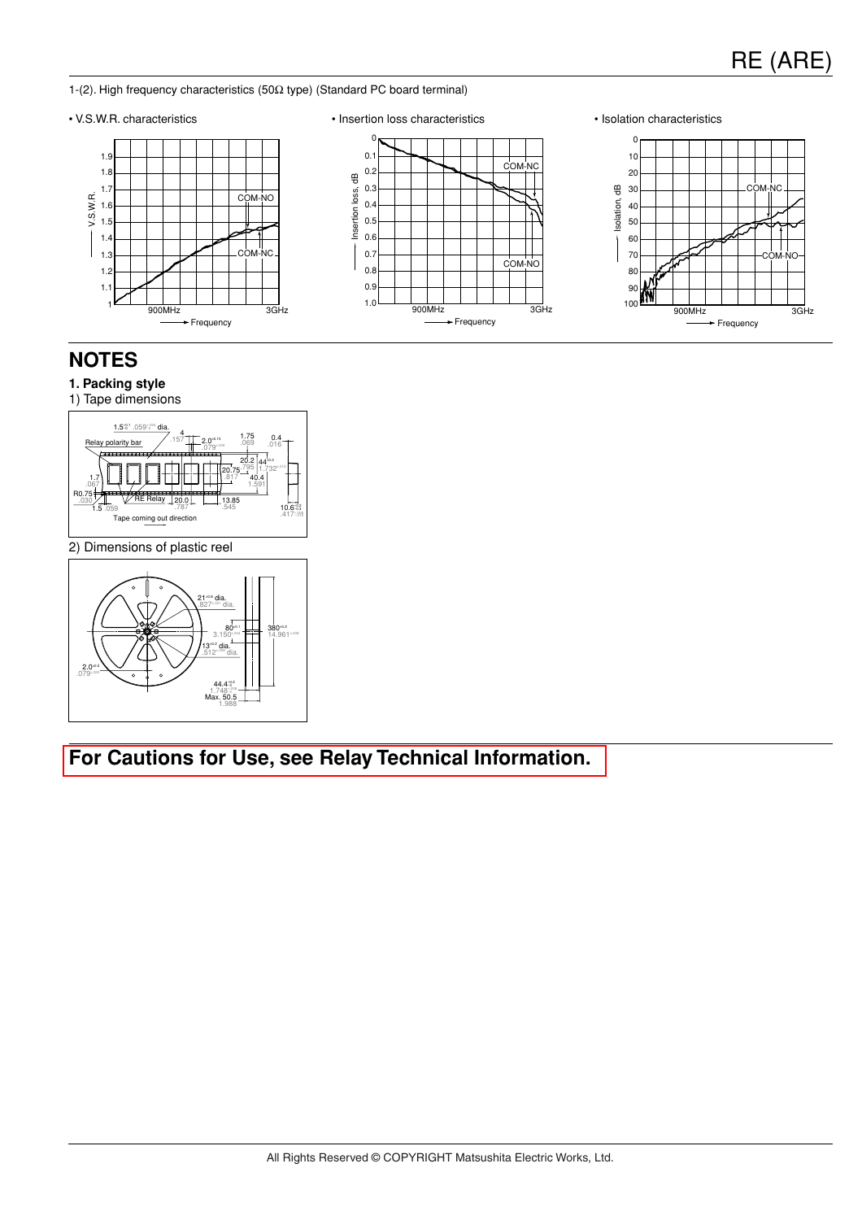1-(2). High frequency characteristics (50Ω type) (Standard PC board terminal)

• V.S.W.R. characteristics

V.S.W.R.
1.9
1.8
1.7
1.6
1.5
1.4
1.3
1.2
1.1
1
COM-NO
COM-NC
900MHz
3GHz
Frequency

• Insertion loss characteristics

Insertion loss, dB
0
0.1
0.2
0.3
0.4
0.5
0.6
0.7
0.8
0.9
1.0
COM-NC
COM-NO
900MHz
3GHz
Frequency

• Isolation characteristics

Isolation, dB
0
10
20
30
40
50
60
70
80
90
100
COM-NC
COM-NO
900MHz
3GHz
Frequency

## NOTES

### 1. Packing style

1) Tape dimensions

1.5 .059 dia.
4 .157
2.0 .079
1.75 .069
0.4 .016
Relay polarity bar
20.2 .795
44 1.732
20.75 .817
40.4 1.591
1.7 .067
R0.75 .030
1.5 .059
RE Relay
20.0 .787
13.85 .545
10.6 .417
Tape coming out direction

2) Dimensions of plastic reel

21 dia. .827 dia.
80 3.150
380 14.961
13 dia. .512 dia.
2.0 .079
44.4 1.748
Max. 50.5 1.988

## For Cautions for Use, see Relay Technical Information.